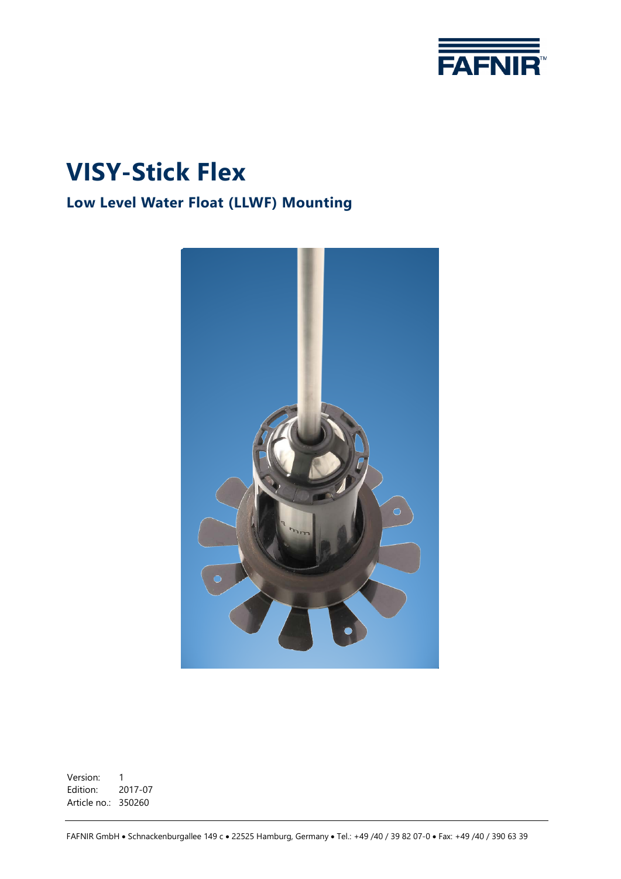FAFNIR

# VISY-Stick Flex

## Low Level Water Float (LLWF) Mounting

Version: 1
Edition: 2017-07
Article no.: 350260

FAFNIR GmbH • Schnackenburgallee 149 c • 22525 Hamburg, Germany • Tel.: +49 /40 / 39 82 07-0 • Fax: +49 /40 / 390 63 39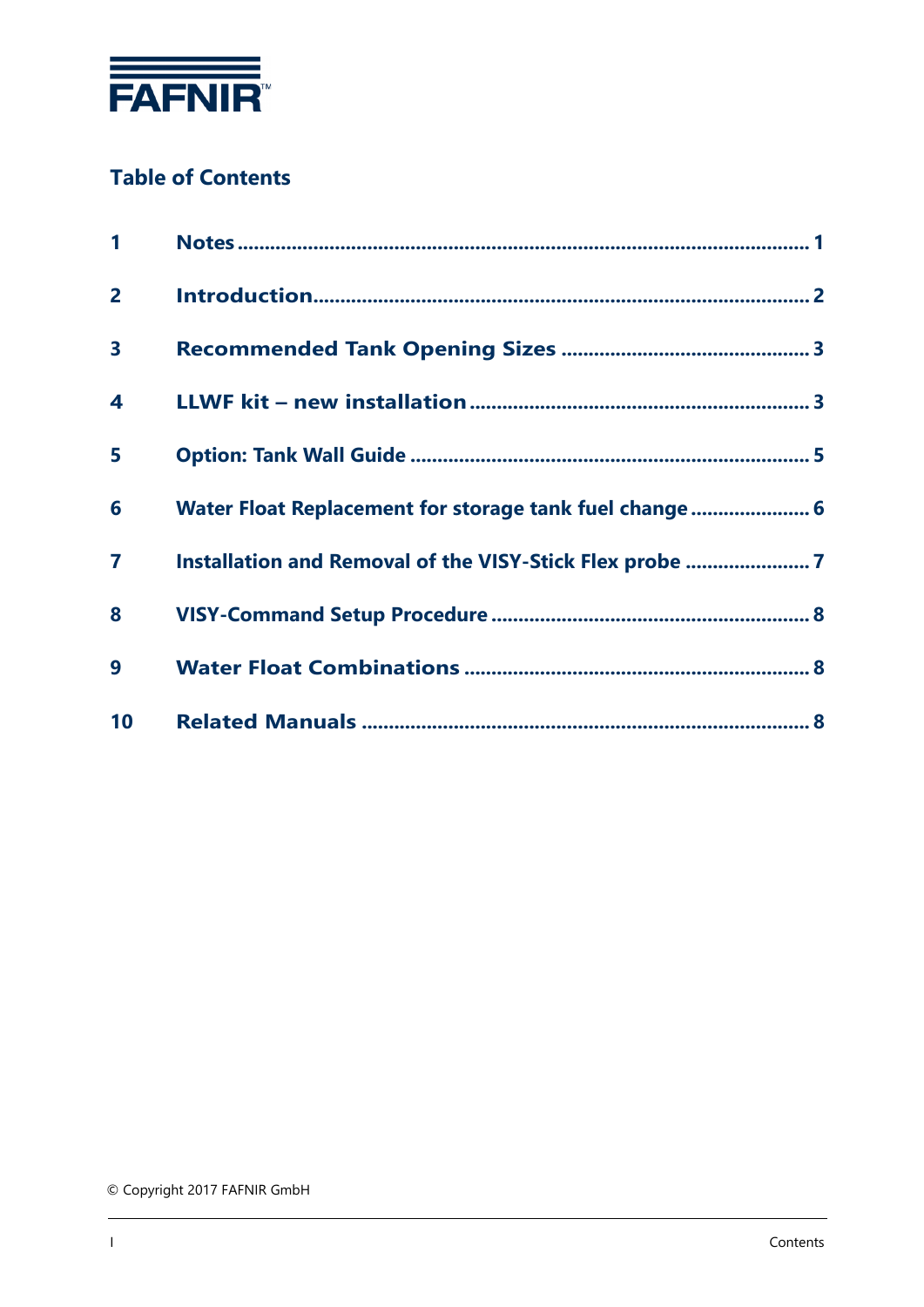FAFNIR

## Table of Contents

1 Notes ........................................................................................................ 1

2 Introduction.......................................................................................... 2

3 Recommended Tank Opening Sizes ............................................. 3

4 LLWF kit – new installation ............................................................ 3

5 Option: Tank Wall Guide ......................................................................... 5

6 Water Float Replacement for storage tank fuel change ...................... 6

7 Installation and Removal of the VISY-Stick Flex probe ....................... 7

8 VISY-Command Setup Procedure ........................................................... 8

9 Water Float Combinations ............................................................... 8

10 Related Manuals ................................................................................. 8

© Copyright 2017 FAFNIR GmbH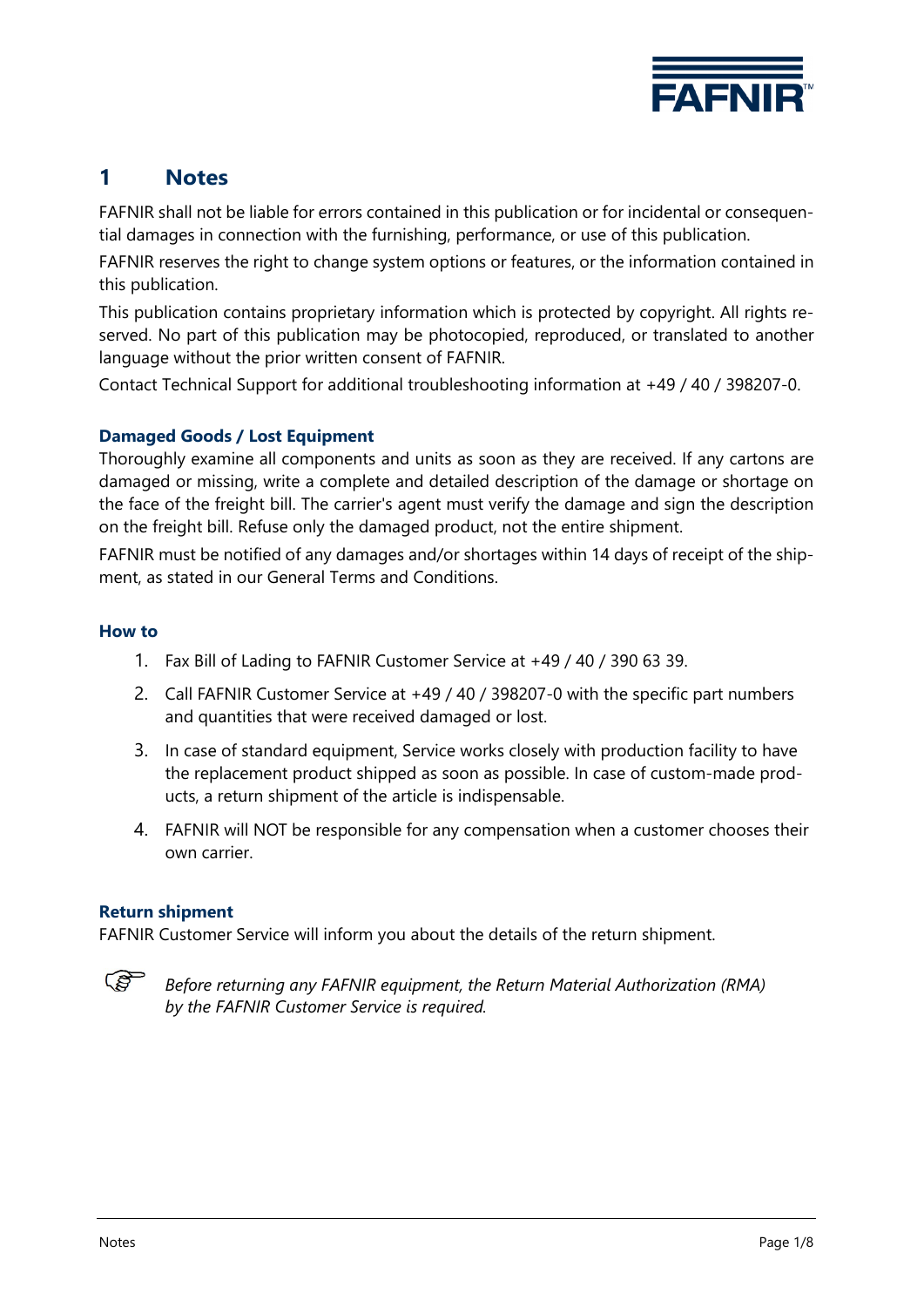# 1 Notes

FAFNIR shall not be liable for errors contained in this publication or for incidental or consequential damages in connection with the furnishing, performance, or use of this publication.

FAFNIR reserves the right to change system options or features, or the information contained in this publication.

This publication contains proprietary information which is protected by copyright. All rights reserved. No part of this publication may be photocopied, reproduced, or translated to another language without the prior written consent of FAFNIR.

Contact Technical Support for additional troubleshooting information at +49 / 40 / 398207-0.

### Damaged Goods / Lost Equipment

Thoroughly examine all components and units as soon as they are received. If any cartons are damaged or missing, write a complete and detailed description of the damage or shortage on the face of the freight bill. The carrier's agent must verify the damage and sign the description on the freight bill. Refuse only the damaged product, not the entire shipment.

FAFNIR must be notified of any damages and/or shortages within 14 days of receipt of the shipment, as stated in our General Terms and Conditions.

### How to

1. Fax Bill of Lading to FAFNIR Customer Service at +49 / 40 / 390 63 39.
2. Call FAFNIR Customer Service at +49 / 40 / 398207-0 with the specific part numbers and quantities that were received damaged or lost.
3. In case of standard equipment, Service works closely with production facility to have the replacement product shipped as soon as possible. In case of custom-made products, a return shipment of the article is indispensable.
4. FAFNIR will NOT be responsible for any compensation when a customer chooses their own carrier.

### Return shipment

FAFNIR Customer Service will inform you about the details of the return shipment.

☞ *Before returning any FAFNIR equipment, the Return Material Authorization (RMA) by the FAFNIR Customer Service is required.*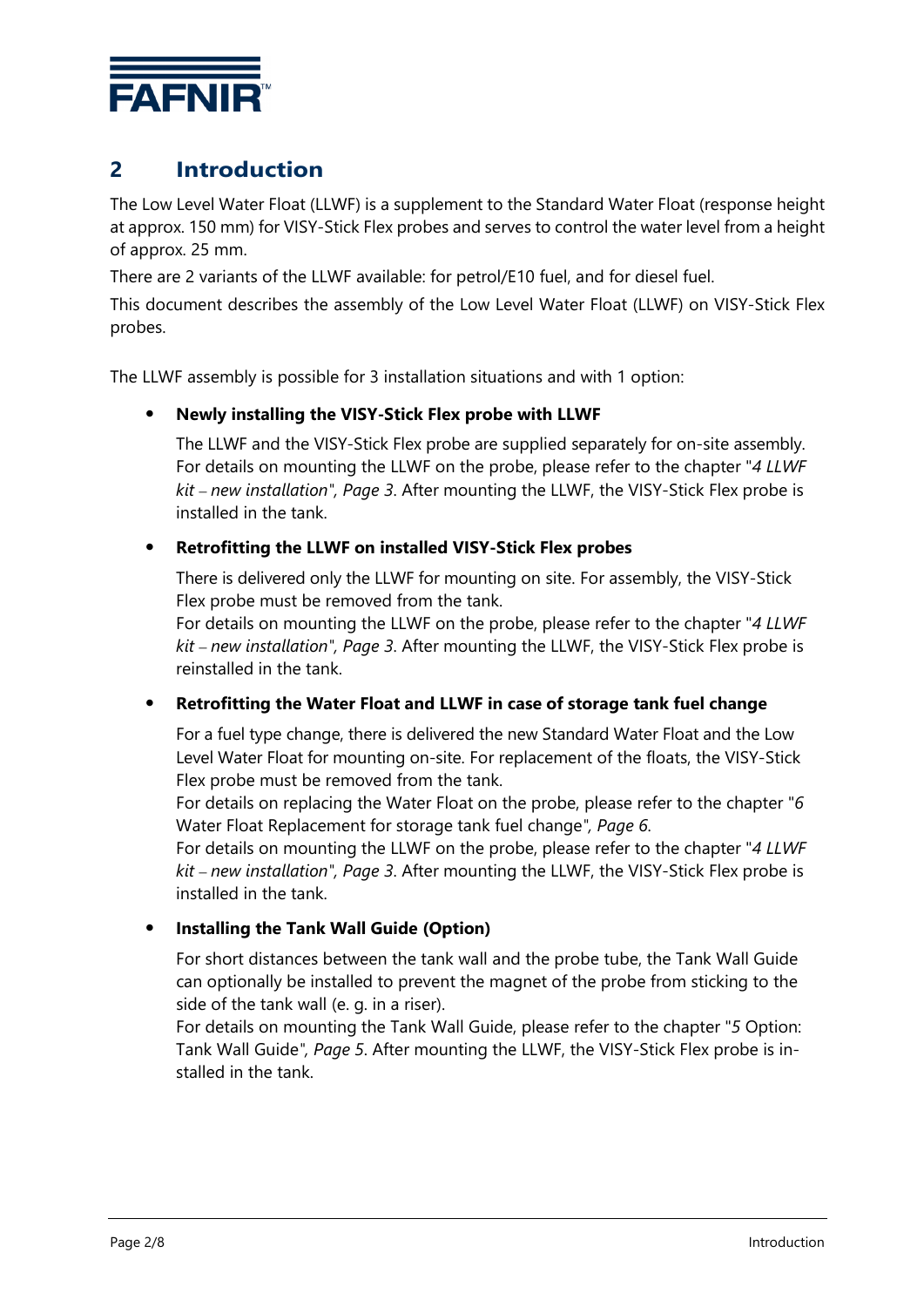## 2 Introduction

The Low Level Water Float (LLWF) is a supplement to the Standard Water Float (response height at approx. 150 mm) for VISY-Stick Flex probes and serves to control the water level from a height of approx. 25 mm.

There are 2 variants of the LLWF available: for petrol/E10 fuel, and for diesel fuel.

This document describes the assembly of the Low Level Water Float (LLWF) on VISY-Stick Flex probes.

The LLWF assembly is possible for 3 installation situations and with 1 option:

- **Newly installing the VISY-Stick Flex probe with LLWF**

  The LLWF and the VISY-Stick Flex probe are supplied separately for on-site assembly. For details on mounting the LLWF on the probe, please refer to the chapter "*4 LLWF kit – new installation*", *Page 3*. After mounting the LLWF, the VISY-Stick Flex probe is installed in the tank.

- **Retrofitting the LLWF on installed VISY-Stick Flex probes**

  There is delivered only the LLWF for mounting on site. For assembly, the VISY-Stick Flex probe must be removed from the tank.
  For details on mounting the LLWF on the probe, please refer to the chapter "*4 LLWF kit – new installation*", *Page 3*. After mounting the LLWF, the VISY-Stick Flex probe is reinstalled in the tank.

- **Retrofitting the Water Float and LLWF in case of storage tank fuel change**

  For a fuel type change, there is delivered the new Standard Water Float and the Low Level Water Float for mounting on-site. For replacement of the floats, the VISY-Stick Flex probe must be removed from the tank.
  For details on replacing the Water Float on the probe, please refer to the chapter "*6* Water Float Replacement for storage tank fuel change", *Page 6*.
  For details on mounting the LLWF on the probe, please refer to the chapter "*4 LLWF kit – new installation*", *Page 3*. After mounting the LLWF, the VISY-Stick Flex probe is installed in the tank.

- **Installing the Tank Wall Guide (Option)**

  For short distances between the tank wall and the probe tube, the Tank Wall Guide can optionally be installed to prevent the magnet of the probe from sticking to the side of the tank wall (e. g. in a riser).
  For details on mounting the Tank Wall Guide, please refer to the chapter "*5* Option: Tank Wall Guide", *Page 5*. After mounting the LLWF, the VISY-Stick Flex probe is installed in the tank.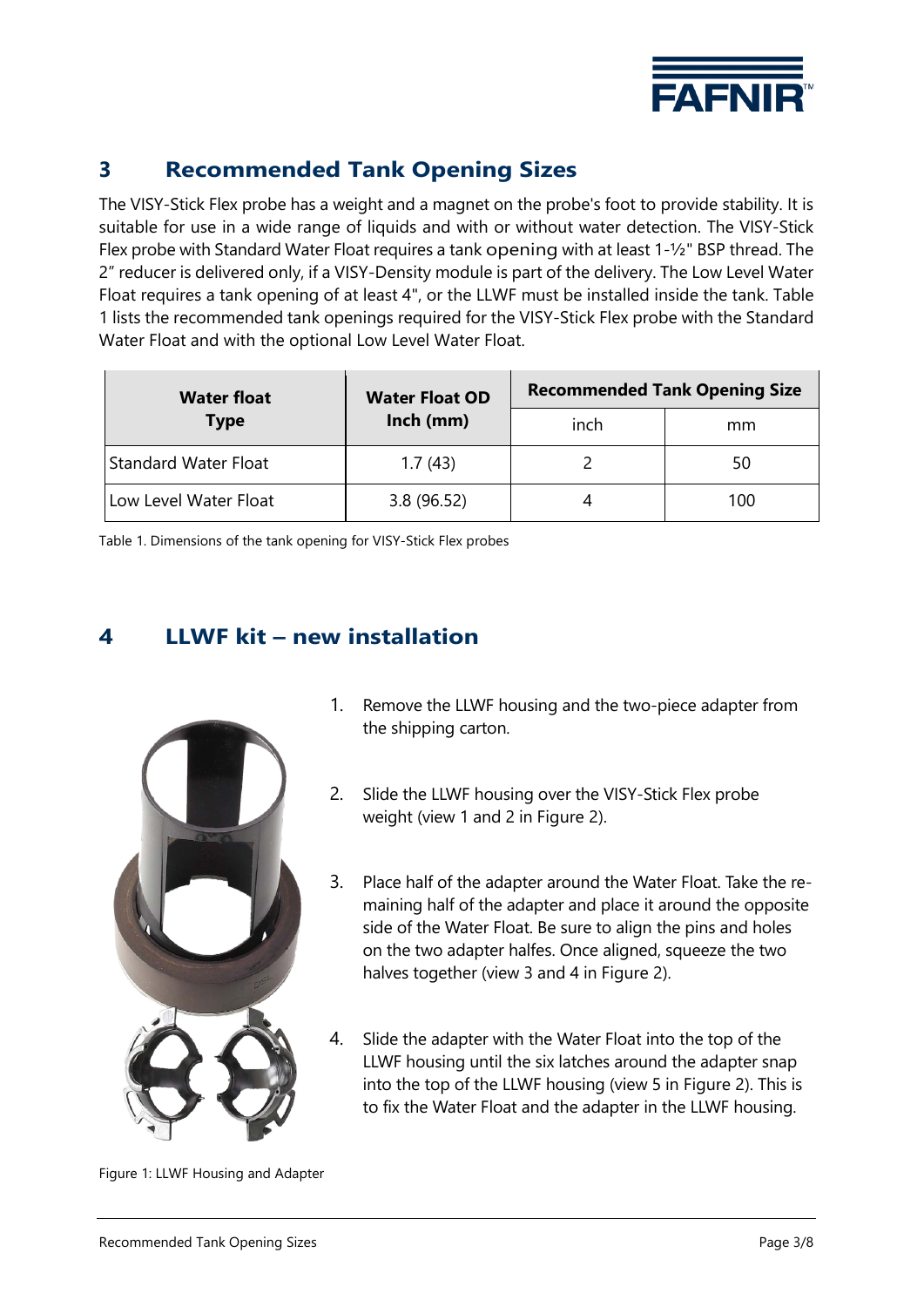## 3 Recommended Tank Opening Sizes

The VISY-Stick Flex probe has a weight and a magnet on the probe's foot to provide stability. It is suitable for use in a wide range of liquids and with or without water detection. The VISY-Stick Flex probe with Standard Water Float requires a tank opening with at least 1-½" BSP thread. The 2″ reducer is delivered only, if a VISY-Density module is part of the delivery. The Low Level Water Float requires a tank opening of at least 4", or the LLWF must be installed inside the tank. Table 1 lists the recommended tank openings required for the VISY-Stick Flex probe with the Standard Water Float and with the optional Low Level Water Float.

| Water float Type | Water Float OD Inch (mm) | Recommended Tank Opening Size | |
|---|---|---|---|
| | | inch | mm |
| Standard Water Float | 1.7 (43) | 2 | 50 |
| Low Level Water Float | 3.8 (96.52) | 4 | 100 |

Table 1. Dimensions of the tank opening for VISY-Stick Flex probes

## 4 LLWF kit – new installation

1. Remove the LLWF housing and the two-piece adapter from the shipping carton.

2. Slide the LLWF housing over the VISY-Stick Flex probe weight (view 1 and 2 in Figure 2).

3. Place half of the adapter around the Water Float. Take the remaining half of the adapter and place it around the opposite side of the Water Float. Be sure to align the pins and holes on the two adapter halfes. Once aligned, squeeze the two halves together (view 3 and 4 in Figure 2).

4. Slide the adapter with the Water Float into the top of the LLWF housing until the six latches around the adapter snap into the top of the LLWF housing (view 5 in Figure 2). This is to fix the Water Float and the adapter in the LLWF housing.

Figure 1: LLWF Housing and Adapter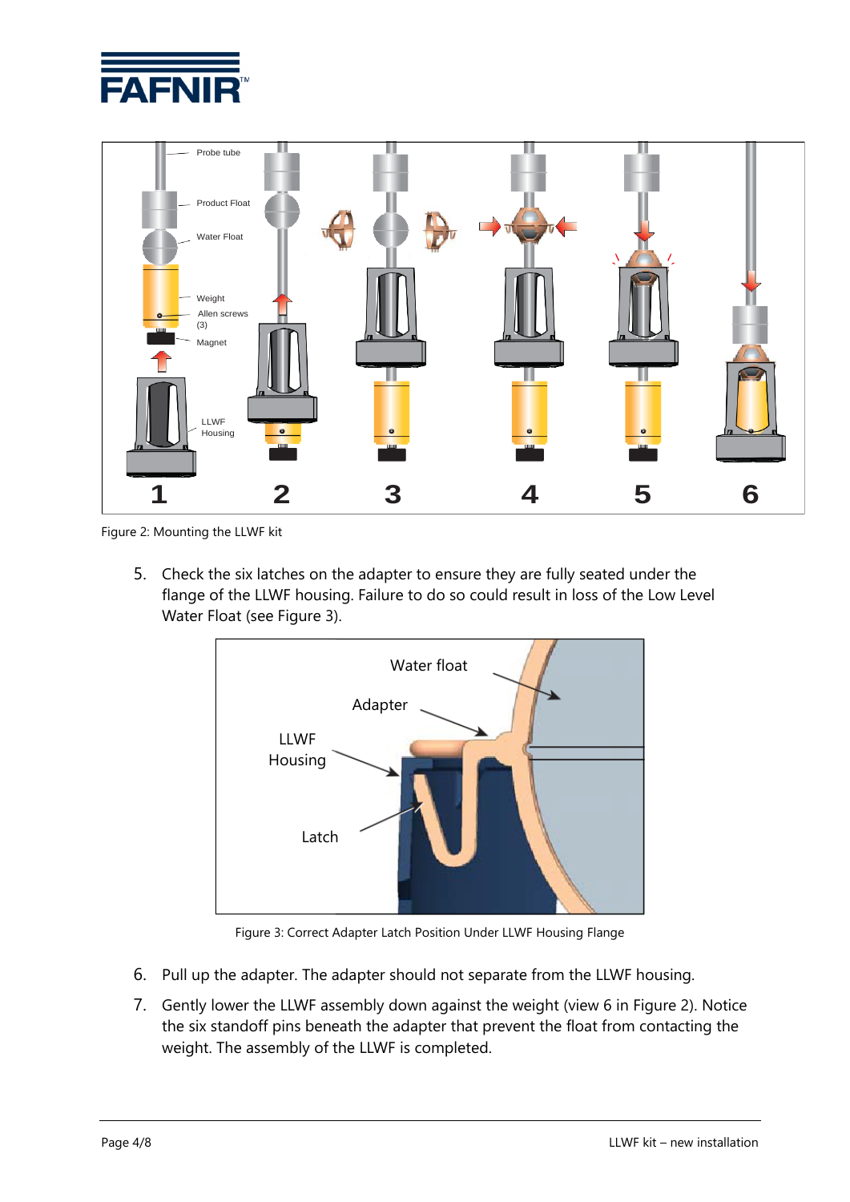Figure 2: Mounting the LLWF kit

5. Check the six latches on the adapter to ensure they are fully seated under the flange of the LLWF housing. Failure to do so could result in loss of the Low Level Water Float (see Figure 3).

Figure 3: Correct Adapter Latch Position Under LLWF Housing Flange

6. Pull up the adapter. The adapter should not separate from the LLWF housing.
7. Gently lower the LLWF assembly down against the weight (view 6 in Figure 2). Notice the six standoff pins beneath the adapter that prevent the float from contacting the weight. The assembly of the LLWF is completed.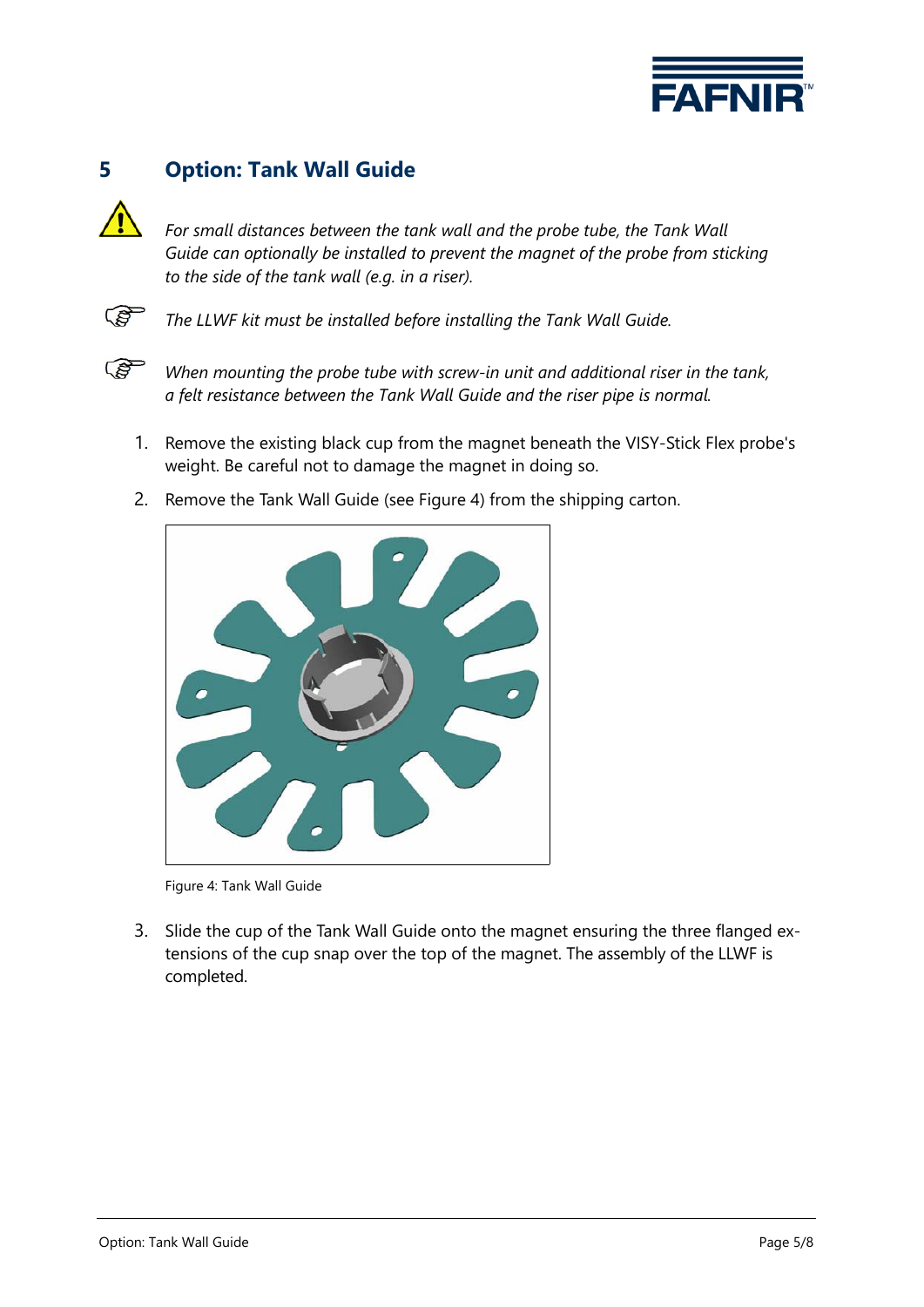# 5 Option: Tank Wall Guide

*For small distances between the tank wall and the probe tube, the Tank Wall Guide can optionally be installed to prevent the magnet of the probe from sticking to the side of the tank wall (e.g. in a riser).*

*The LLWF kit must be installed before installing the Tank Wall Guide.*

*When mounting the probe tube with screw-in unit and additional riser in the tank, a felt resistance between the Tank Wall Guide and the riser pipe is normal.*

1. Remove the existing black cup from the magnet beneath the VISY-Stick Flex probe's weight. Be careful not to damage the magnet in doing so.
2. Remove the Tank Wall Guide (see Figure 4) from the shipping carton.

Figure 4: Tank Wall Guide

3. Slide the cup of the Tank Wall Guide onto the magnet ensuring the three flanged extensions of the cup snap over the top of the magnet. The assembly of the LLWF is completed.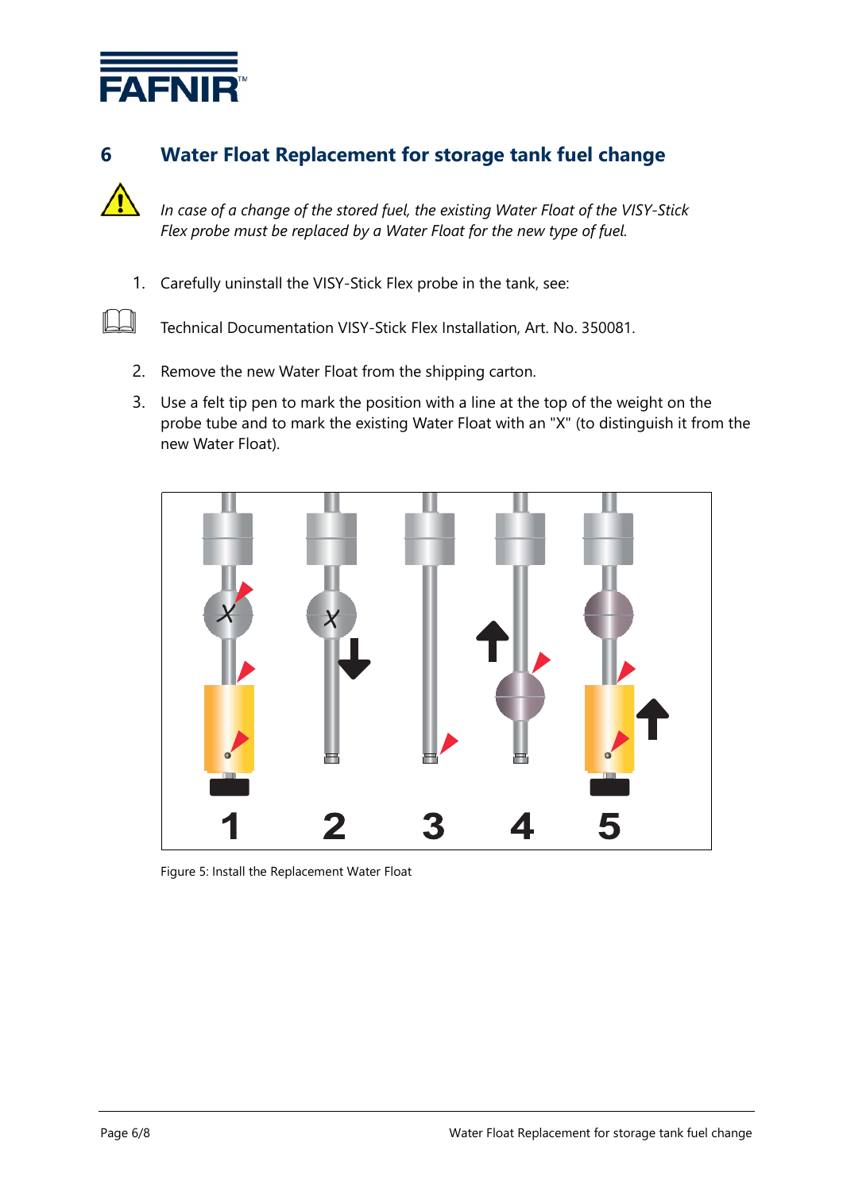# 6 Water Float Replacement for storage tank fuel change

*In case of a change of the stored fuel, the existing Water Float of the VISY-Stick Flex probe must be replaced by a Water Float for the new type of fuel.*

1. Carefully uninstall the VISY-Stick Flex probe in the tank, see:

Technical Documentation VISY-Stick Flex Installation, Art. No. 350081.

2. Remove the new Water Float from the shipping carton.
3. Use a felt tip pen to mark the position with a line at the top of the weight on the probe tube and to mark the existing Water Float with an "X" (to distinguish it from the new Water Float).

Figure 5: Install the Replacement Water Float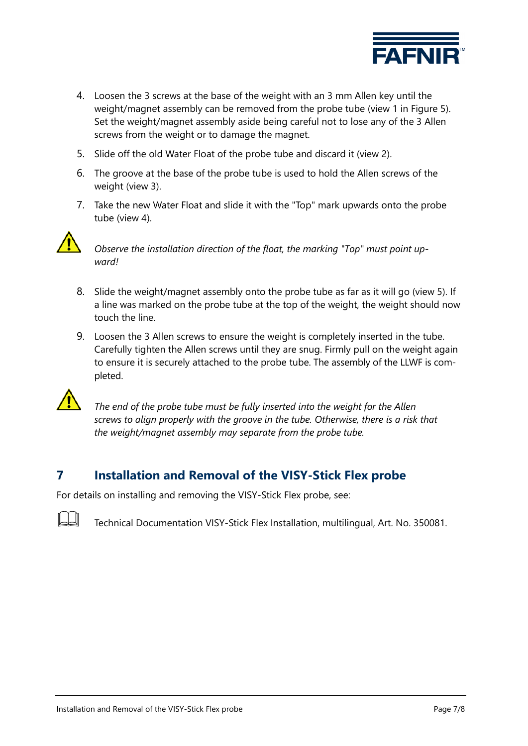4. Loosen the 3 screws at the base of the weight with an 3 mm Allen key until the weight/magnet assembly can be removed from the probe tube (view 1 in Figure 5). Set the weight/magnet assembly aside being careful not to lose any of the 3 Allen screws from the weight or to damage the magnet.
5. Slide off the old Water Float of the probe tube and discard it (view 2).
6. The groove at the base of the probe tube is used to hold the Allen screws of the weight (view 3).
7. Take the new Water Float and slide it with the "Top" mark upwards onto the probe tube (view 4).

*Observe the installation direction of the float, the marking "Top" must point upward!*

8. Slide the weight/magnet assembly onto the probe tube as far as it will go (view 5). If a line was marked on the probe tube at the top of the weight, the weight should now touch the line.
9. Loosen the 3 Allen screws to ensure the weight is completely inserted in the tube. Carefully tighten the Allen screws until they are snug. Firmly pull on the weight again to ensure it is securely attached to the probe tube. The assembly of the LLWF is completed.

*The end of the probe tube must be fully inserted into the weight for the Allen screws to align properly with the groove in the tube. Otherwise, there is a risk that the weight/magnet assembly may separate from the probe tube.*

## 7 Installation and Removal of the VISY-Stick Flex probe

For details on installing and removing the VISY-Stick Flex probe, see:

Technical Documentation VISY-Stick Flex Installation, multilingual, Art. No. 350081.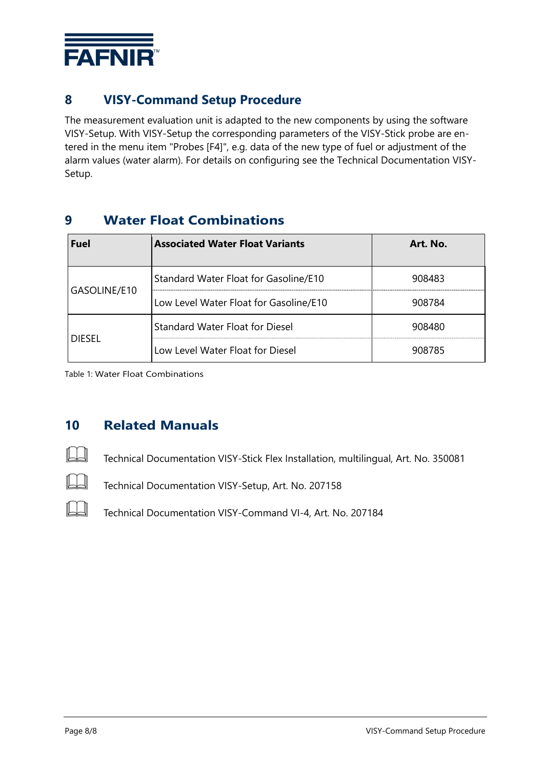## 8 VISY-Command Setup Procedure

The measurement evaluation unit is adapted to the new components by using the software VISY-Setup. With VISY-Setup the corresponding parameters of the VISY-Stick probe are entered in the menu item "Probes [F4]", e.g. data of the new type of fuel or adjustment of the alarm values (water alarm). For details on configuring see the Technical Documentation VISY-Setup.

## 9 Water Float Combinations

| Fuel | Associated Water Float Variants | Art. No. |
|---|---|---|
| GASOLINE/E10 | Standard Water Float for Gasoline/E10 | 908483 |
| | Low Level Water Float for Gasoline/E10 | 908784 |
| DIESEL | Standard Water Float for Diesel | 908480 |
| | Low Level Water Float for Diesel | 908785 |

Table 1: Water Float Combinations

## 10 Related Manuals

- Technical Documentation VISY-Stick Flex Installation, multilingual, Art. No. 350081
- Technical Documentation VISY-Setup, Art. No. 207158
- Technical Documentation VISY-Command VI-4, Art. No. 207184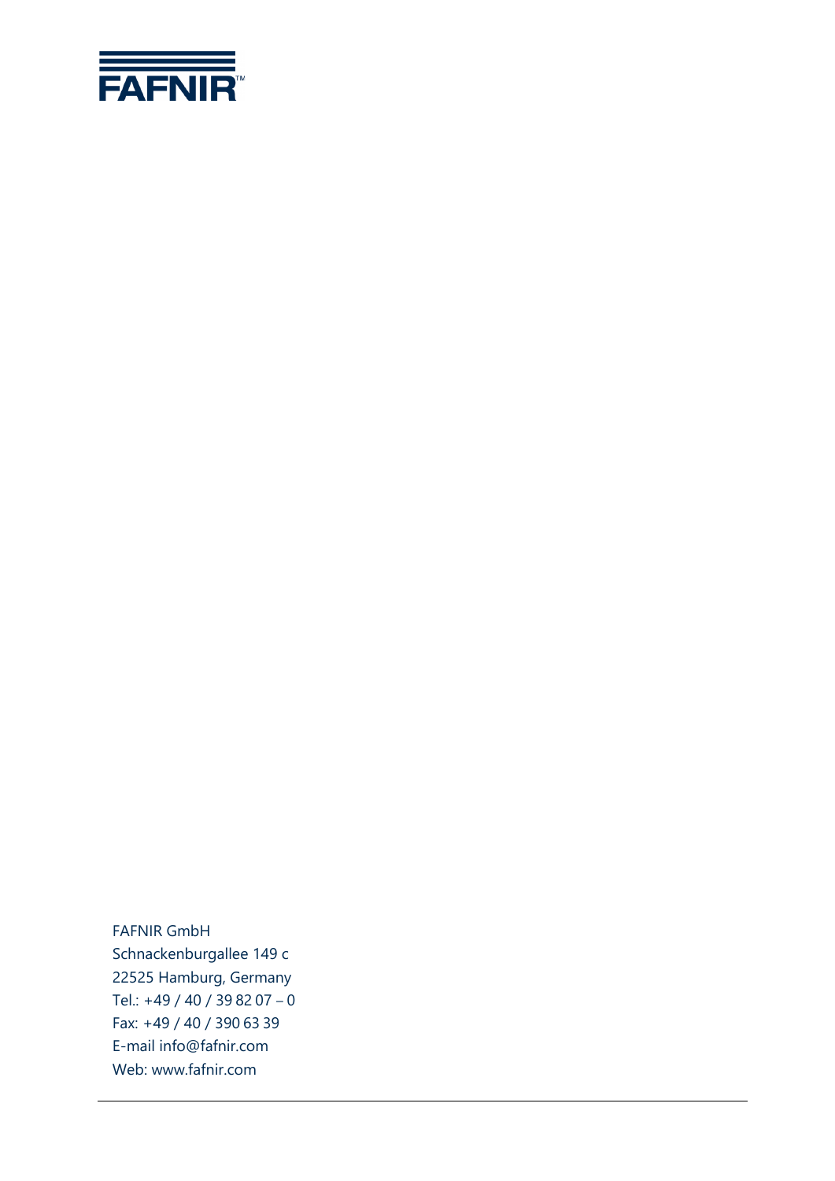FAFNIR GmbH
Schnackenburgallee 149 c
22525 Hamburg, Germany
Tel.: +49 / 40 / 39 82 07 – 0
Fax: +49 / 40 / 390 63 39
E-mail info@fafnir.com
Web: www.fafnir.com